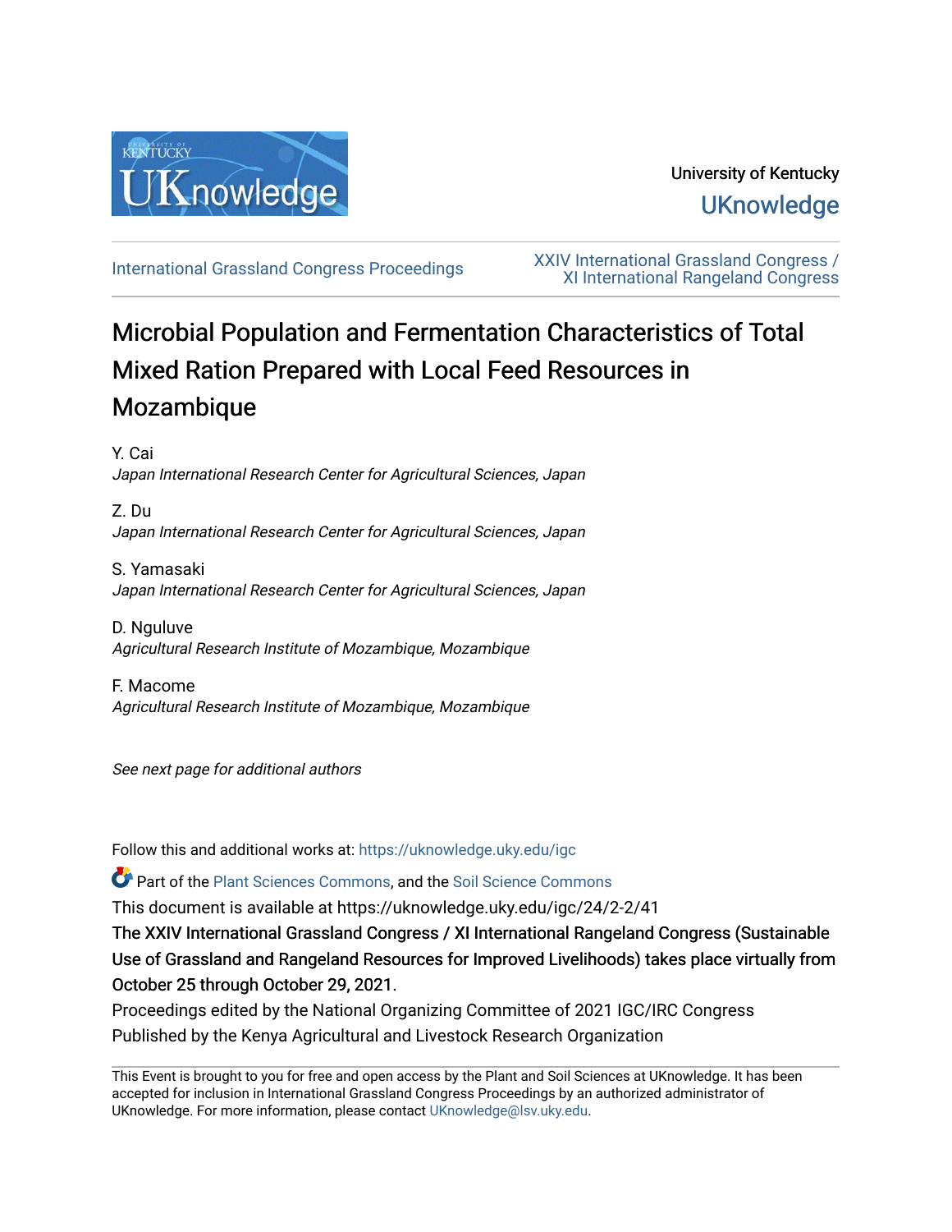University of Kentucky

UKnowledge

International Grassland Congress Proceedings

XXIV International Grassland Congress / XI International Rangeland Congress

# Microbial Population and Fermentation Characteristics of Total Mixed Ration Prepared with Local Feed Resources in Mozambique

Y. Cai
*Japan International Research Center for Agricultural Sciences, Japan*

Z. Du
*Japan International Research Center for Agricultural Sciences, Japan*

S. Yamasaki
*Japan International Research Center for Agricultural Sciences, Japan*

D. Nguluve
*Agricultural Research Institute of Mozambique, Mozambique*

F. Macome
*Agricultural Research Institute of Mozambique, Mozambique*

*See next page for additional authors*

Follow this and additional works at: https://uknowledge.uky.edu/igc

Part of the Plant Sciences Commons, and the Soil Science Commons

This document is available at https://uknowledge.uky.edu/igc/24/2-2/41

The XXIV International Grassland Congress / XI International Rangeland Congress (Sustainable Use of Grassland and Rangeland Resources for Improved Livelihoods) takes place virtually from October 25 through October 29, 2021.

Proceedings edited by the National Organizing Committee of 2021 IGC/IRC Congress
Published by the Kenya Agricultural and Livestock Research Organization

This Event is brought to you for free and open access by the Plant and Soil Sciences at UKnowledge. It has been accepted for inclusion in International Grassland Congress Proceedings by an authorized administrator of UKnowledge. For more information, please contact UKnowledge@lsv.uky.edu.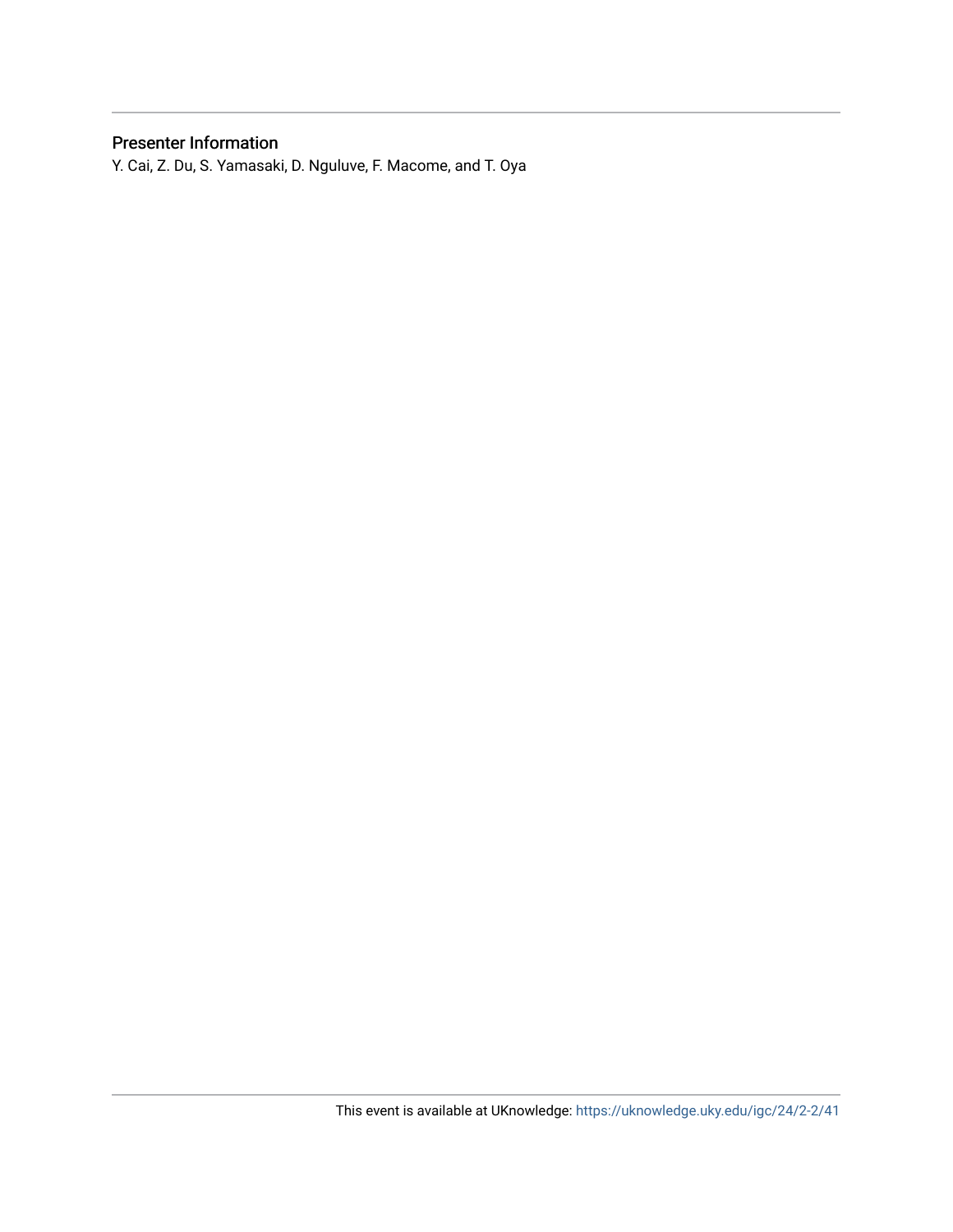## Presenter Information

Y. Cai, Z. Du, S. Yamasaki, D. Nguluve, F. Macome, and T. Oya

This event is available at UKnowledge: https://uknowledge.uky.edu/igc/24/2-2/41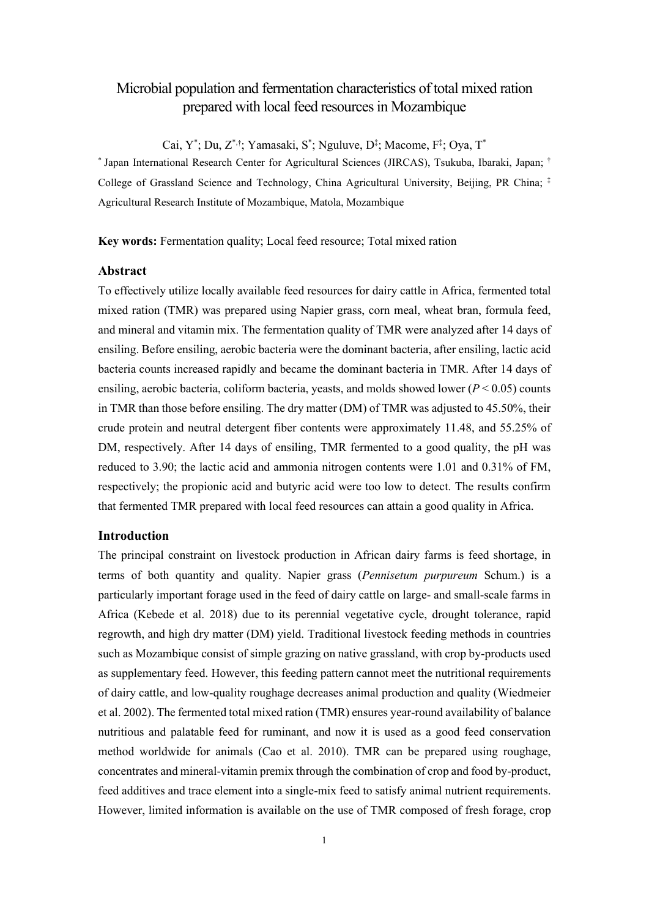# Microbial population and fermentation characteristics of total mixed ration prepared with local feed resources in Mozambique

Cai, Y[*]; Du, Z[*,†]; Yamasaki, S[*]; Nguluve, D[‡]; Macome, F[‡]; Oya, T[*]

[*] Japan International Research Center for Agricultural Sciences (JIRCAS), Tsukuba, Ibaraki, Japan; [†] College of Grassland Science and Technology, China Agricultural University, Beijing, PR China; [‡] Agricultural Research Institute of Mozambique, Matola, Mozambique

**Key words:** Fermentation quality; Local feed resource; Total mixed ration

## Abstract

To effectively utilize locally available feed resources for dairy cattle in Africa, fermented total mixed ration (TMR) was prepared using Napier grass, corn meal, wheat bran, formula feed, and mineral and vitamin mix. The fermentation quality of TMR were analyzed after 14 days of ensiling. Before ensiling, aerobic bacteria were the dominant bacteria, after ensiling, lactic acid bacteria counts increased rapidly and became the dominant bacteria in TMR. After 14 days of ensiling, aerobic bacteria, coliform bacteria, yeasts, and molds showed lower ($P < 0.05$) counts in TMR than those before ensiling. The dry matter (DM) of TMR was adjusted to 45.50%, their crude protein and neutral detergent fiber contents were approximately 11.48, and 55.25% of DM, respectively. After 14 days of ensiling, TMR fermented to a good quality, the pH was reduced to 3.90; the lactic acid and ammonia nitrogen contents were 1.01 and 0.31% of FM, respectively; the propionic acid and butyric acid were too low to detect. The results confirm that fermented TMR prepared with local feed resources can attain a good quality in Africa.

## Introduction

The principal constraint on livestock production in African dairy farms is feed shortage, in terms of both quantity and quality. Napier grass (*Pennisetum purpureum* Schum.) is a particularly important forage used in the feed of dairy cattle on large- and small-scale farms in Africa (Kebede et al. 2018) due to its perennial vegetative cycle, drought tolerance, rapid regrowth, and high dry matter (DM) yield. Traditional livestock feeding methods in countries such as Mozambique consist of simple grazing on native grassland, with crop by-products used as supplementary feed. However, this feeding pattern cannot meet the nutritional requirements of dairy cattle, and low-quality roughage decreases animal production and quality (Wiedmeier et al. 2002). The fermented total mixed ration (TMR) ensures year-round availability of balance nutritious and palatable feed for ruminant, and now it is used as a good feed conservation method worldwide for animals (Cao et al. 2010). TMR can be prepared using roughage, concentrates and mineral-vitamin premix through the combination of crop and food by-product, feed additives and trace element into a single-mix feed to satisfy animal nutrient requirements. However, limited information is available on the use of TMR composed of fresh forage, crop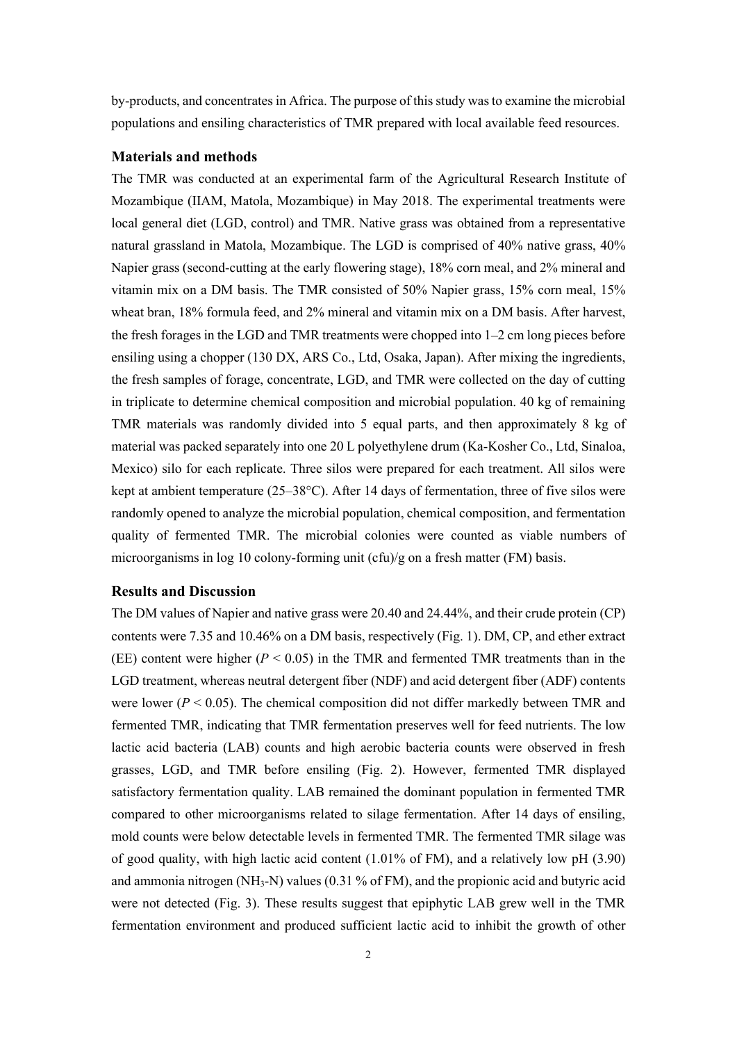by-products, and concentrates in Africa. The purpose of this study was to examine the microbial populations and ensiling characteristics of TMR prepared with local available feed resources.

### Materials and methods

The TMR was conducted at an experimental farm of the Agricultural Research Institute of Mozambique (IIAM, Matola, Mozambique) in May 2018. The experimental treatments were local general diet (LGD, control) and TMR. Native grass was obtained from a representative natural grassland in Matola, Mozambique. The LGD is comprised of 40% native grass, 40% Napier grass (second-cutting at the early flowering stage), 18% corn meal, and 2% mineral and vitamin mix on a DM basis. The TMR consisted of 50% Napier grass, 15% corn meal, 15% wheat bran, 18% formula feed, and 2% mineral and vitamin mix on a DM basis. After harvest, the fresh forages in the LGD and TMR treatments were chopped into 1–2 cm long pieces before ensiling using a chopper (130 DX, ARS Co., Ltd, Osaka, Japan). After mixing the ingredients, the fresh samples of forage, concentrate, LGD, and TMR were collected on the day of cutting in triplicate to determine chemical composition and microbial population. 40 kg of remaining TMR materials was randomly divided into 5 equal parts, and then approximately 8 kg of material was packed separately into one 20 L polyethylene drum (Ka-Kosher Co., Ltd, Sinaloa, Mexico) silo for each replicate. Three silos were prepared for each treatment. All silos were kept at ambient temperature (25–38°C). After 14 days of fermentation, three of five silos were randomly opened to analyze the microbial population, chemical composition, and fermentation quality of fermented TMR. The microbial colonies were counted as viable numbers of microorganisms in log 10 colony-forming unit (cfu)/g on a fresh matter (FM) basis.

### Results and Discussion

The DM values of Napier and native grass were 20.40 and 24.44%, and their crude protein (CP) contents were 7.35 and 10.46% on a DM basis, respectively (Fig. 1). DM, CP, and ether extract (EE) content were higher ($P < 0.05$) in the TMR and fermented TMR treatments than in the LGD treatment, whereas neutral detergent fiber (NDF) and acid detergent fiber (ADF) contents were lower ($P < 0.05$). The chemical composition did not differ markedly between TMR and fermented TMR, indicating that TMR fermentation preserves well for feed nutrients. The low lactic acid bacteria (LAB) counts and high aerobic bacteria counts were observed in fresh grasses, LGD, and TMR before ensiling (Fig. 2). However, fermented TMR displayed satisfactory fermentation quality. LAB remained the dominant population in fermented TMR compared to other microorganisms related to silage fermentation. After 14 days of ensiling, mold counts were below detectable levels in fermented TMR. The fermented TMR silage was of good quality, with high lactic acid content (1.01% of FM), and a relatively low pH (3.90) and ammonia nitrogen ($NH_3$-N) values (0.31 % of FM), and the propionic acid and butyric acid were not detected (Fig. 3). These results suggest that epiphytic LAB grew well in the TMR fermentation environment and produced sufficient lactic acid to inhibit the growth of other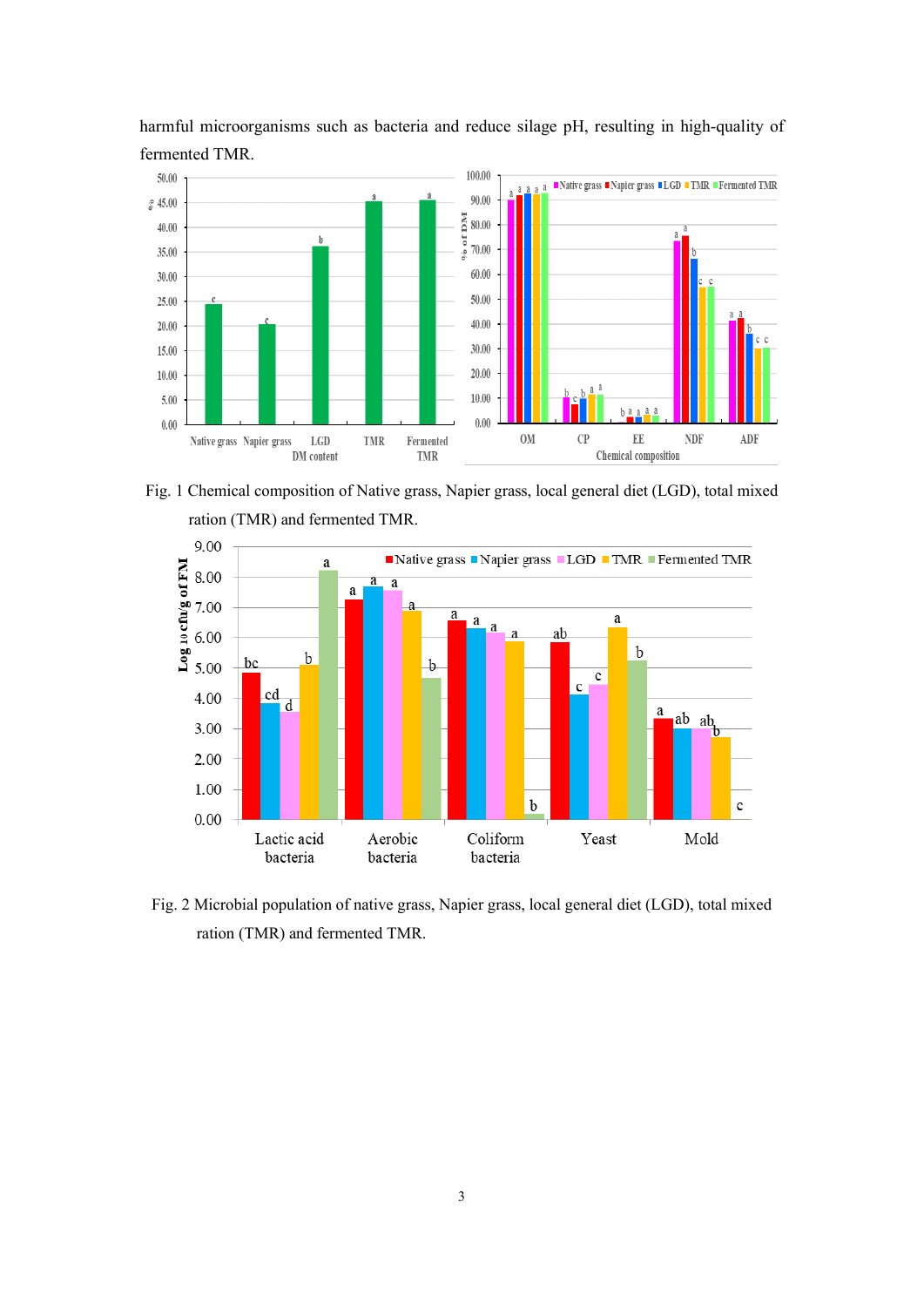harmful microorganisms such as bacteria and reduce silage pH, resulting in high-quality of fermented TMR.

Fig. 1 Chemical composition of Native grass, Napier grass, local general diet (LGD), total mixed ration (TMR) and fermented TMR.

Fig. 2 Microbial population of native grass, Napier grass, local general diet (LGD), total mixed ration (TMR) and fermented TMR.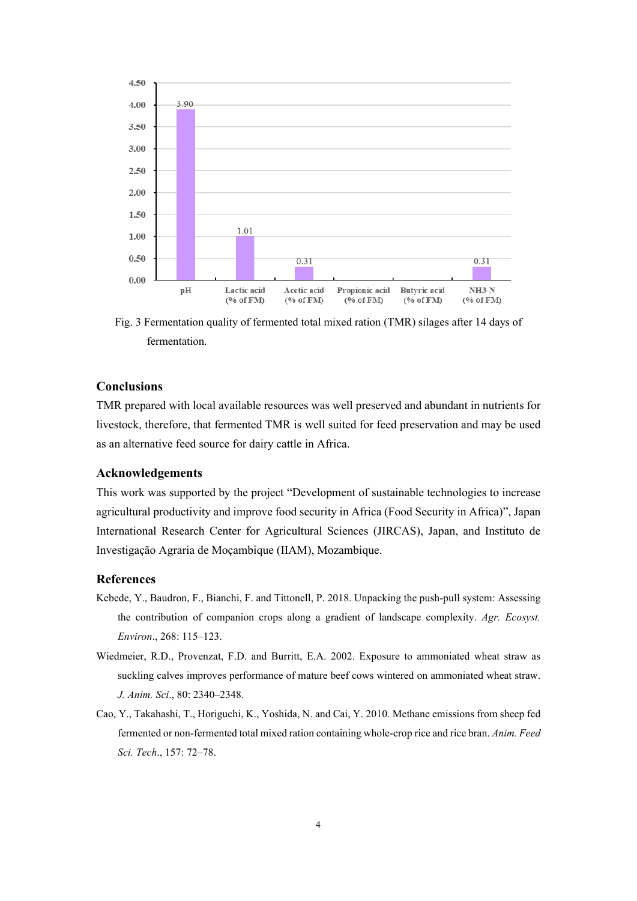4.50
4.00
3.50
3.00
2.50
2.00
1.50
1.00
0.50
0.00

3.90
1.01
0.31
0.31

pH
Lactic acid (% of FM)
Acetic acid (% of FM)
Propionic acid (% of FM)
Butyric acid (% of FM)
NH3-N (% of FM)

Fig. 3 Fermentation quality of fermented total mixed ration (TMR) silages after 14 days of fermentation.

## Conclusions

TMR prepared with local available resources was well preserved and abundant in nutrients for livestock, therefore, that fermented TMR is well suited for feed preservation and may be used as an alternative feed source for dairy cattle in Africa.

## Acknowledgements

This work was supported by the project "Development of sustainable technologies to increase agricultural productivity and improve food security in Africa (Food Security in Africa)", Japan International Research Center for Agricultural Sciences (JIRCAS), Japan, and Instituto de Investigação Agraria de Moçambique (IIAM), Mozambique.

## References

Kebede, Y., Baudron, F., Bianchi, F. and Tittonell, P. 2018. Unpacking the push-pull system: Assessing the contribution of companion crops along a gradient of landscape complexity. *Agr. Ecosyst. Environ*., 268: 115–123.

Wiedmeier, R.D., Provenzat, F.D. and Burritt, E.A. 2002. Exposure to ammoniated wheat straw as suckling calves improves performance of mature beef cows wintered on ammoniated wheat straw. *J. Anim. Sci*., 80: 2340–2348.

Cao, Y., Takahashi, T., Horiguchi, K., Yoshida, N. and Cai, Y. 2010. Methane emissions from sheep fed fermented or non-fermented total mixed ration containing whole-crop rice and rice bran. *Anim. Feed Sci. Tech*., 157: 72–78.